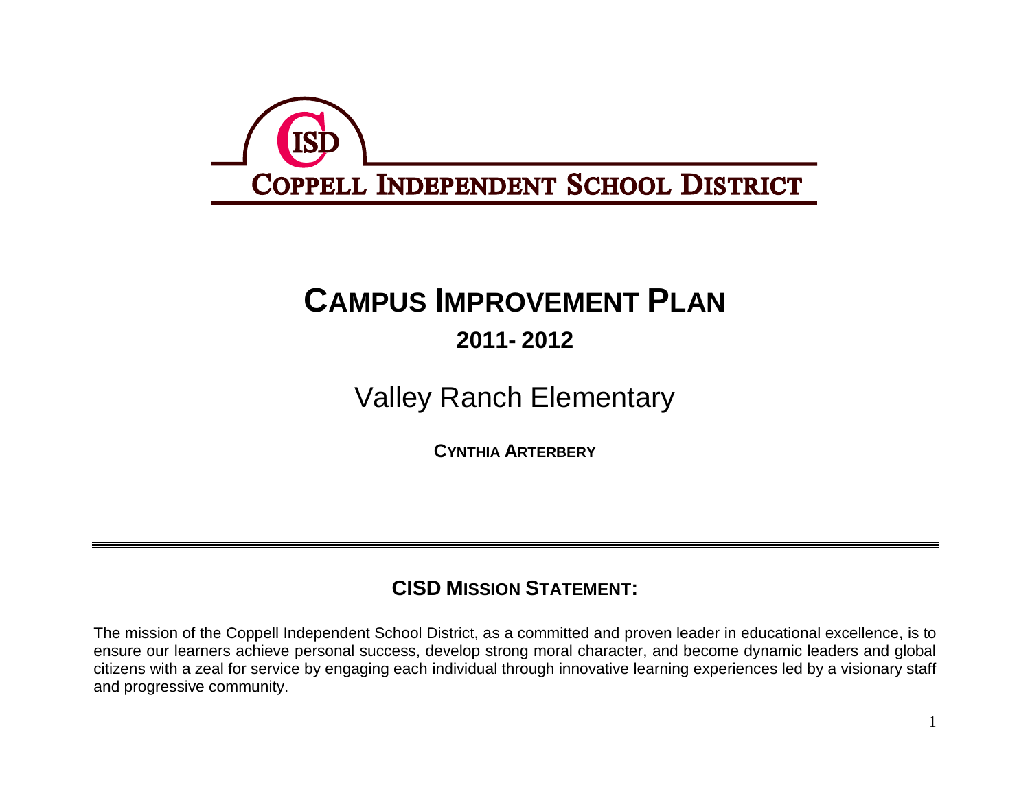CISD

COPPELL INDEPENDENT SCHOOL DISTRICT

# CAMPUS IMPROVEMENT PLAN

## 2011- 2012

## Valley Ranch Elementary

**CYNTHIA ARTERBERY**

---

### CISD MISSION STATEMENT:

The mission of the Coppell Independent School District, as a committed and proven leader in educational excellence, is to ensure our learners achieve personal success, develop strong moral character, and become dynamic leaders and global citizens with a zeal for service by engaging each individual through innovative learning experiences led by a visionary staff and progressive community.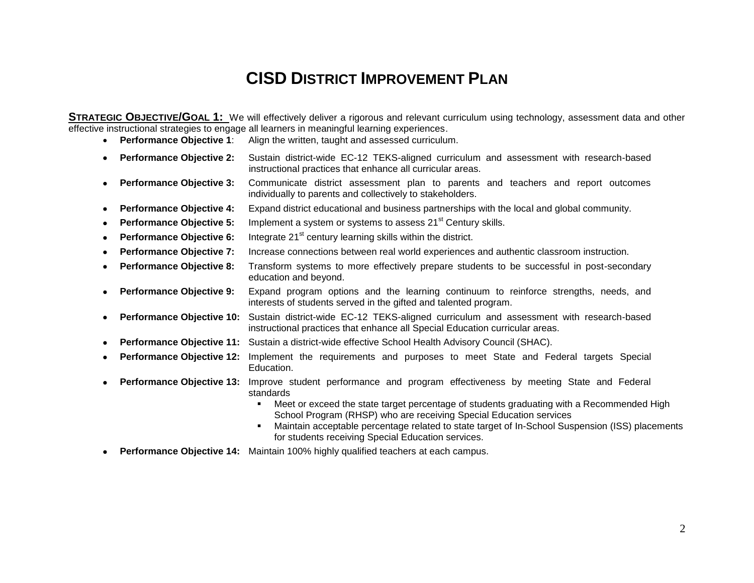# CISD DISTRICT IMPROVEMENT PLAN

**STRATEGIC OBJECTIVE/GOAL 1:** We will effectively deliver a rigorous and relevant curriculum using technology, assessment data and other effective instructional strategies to engage all learners in meaningful learning experiences.

- **Performance Objective 1**: Align the written, taught and assessed curriculum.
- **Performance Objective 2:** Sustain district-wide EC-12 TEKS-aligned curriculum and assessment with research-based instructional practices that enhance all curricular areas.
- **Performance Objective 3:** Communicate district assessment plan to parents and teachers and report outcomes individually to parents and collectively to stakeholders.
- **Performance Objective 4:** Expand district educational and business partnerships with the local and global community.
- **Performance Objective 5:** Implement a system or systems to assess 21st Century skills.
- **Performance Objective 6:** Integrate 21st century learning skills within the district.
- **Performance Objective 7:** Increase connections between real world experiences and authentic classroom instruction.
- **Performance Objective 8:** Transform systems to more effectively prepare students to be successful in post-secondary education and beyond.
- **Performance Objective 9:** Expand program options and the learning continuum to reinforce strengths, needs, and interests of students served in the gifted and talented program.
- **Performance Objective 10:** Sustain district-wide EC-12 TEKS-aligned curriculum and assessment with research-based instructional practices that enhance all Special Education curricular areas.
- **Performance Objective 11:** Sustain a district-wide effective School Health Advisory Council (SHAC).
- **Performance Objective 12:** Implement the requirements and purposes to meet State and Federal targets Special Education.
- **Performance Objective 13:** Improve student performance and program effectiveness by meeting State and Federal standards
  - Meet or exceed the state target percentage of students graduating with a Recommended High School Program (RHSP) who are receiving Special Education services
  - Maintain acceptable percentage related to state target of In-School Suspension (ISS) placements for students receiving Special Education services.
- **Performance Objective 14:** Maintain 100% highly qualified teachers at each campus.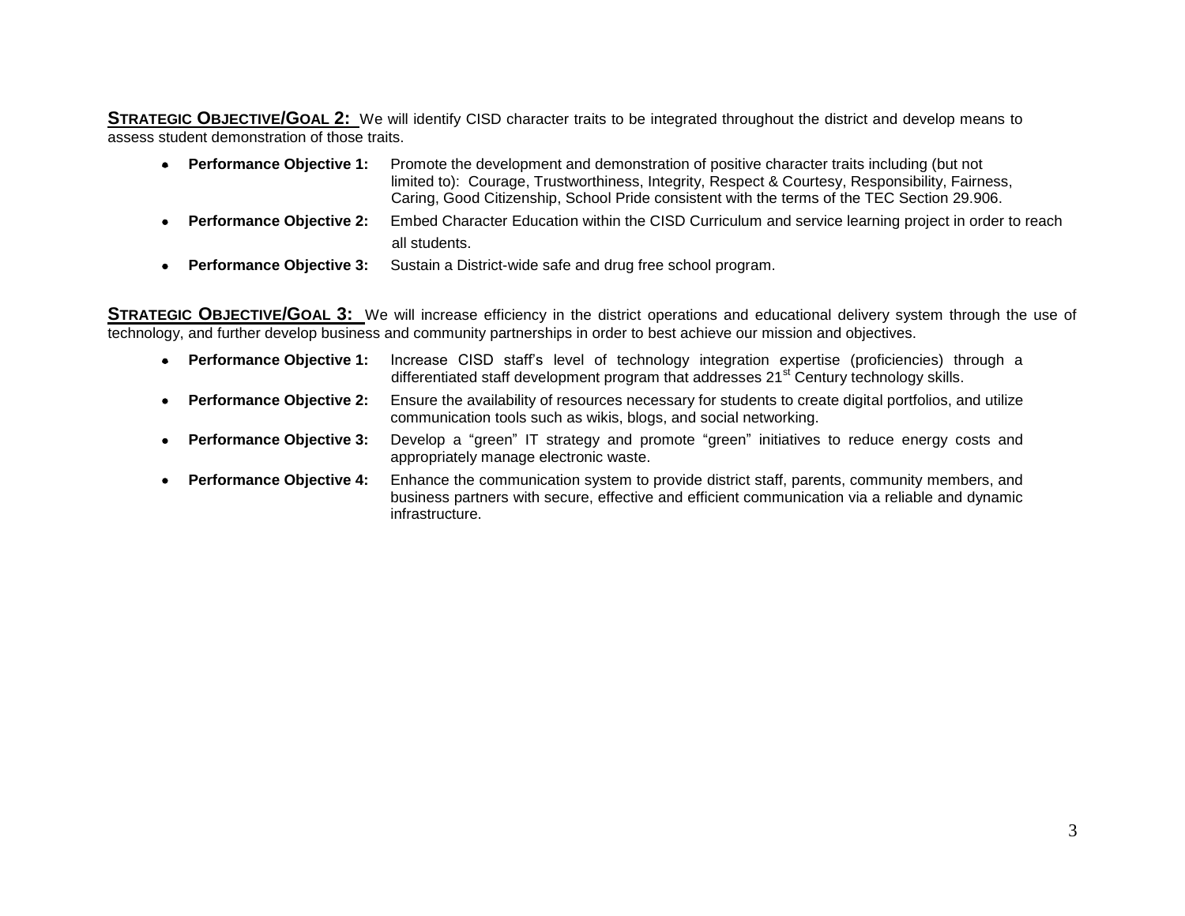**STRATEGIC OBJECTIVE/GOAL 2:** We will identify CISD character traits to be integrated throughout the district and develop means to assess student demonstration of those traits.

- **Performance Objective 1:** Promote the development and demonstration of positive character traits including (but not limited to): Courage, Trustworthiness, Integrity, Respect & Courtesy, Responsibility, Fairness, Caring, Good Citizenship, School Pride consistent with the terms of the TEC Section 29.906.
- **Performance Objective 2:** Embed Character Education within the CISD Curriculum and service learning project in order to reach all students.
- **Performance Objective 3:** Sustain a District-wide safe and drug free school program.

**STRATEGIC OBJECTIVE/GOAL 3:** We will increase efficiency in the district operations and educational delivery system through the use of technology, and further develop business and community partnerships in order to best achieve our mission and objectives.

- **Performance Objective 1:** Increase CISD staff's level of technology integration expertise (proficiencies) through a differentiated staff development program that addresses 21st Century technology skills.
- **Performance Objective 2:** Ensure the availability of resources necessary for students to create digital portfolios, and utilize communication tools such as wikis, blogs, and social networking.
- **Performance Objective 3:** Develop a "green" IT strategy and promote "green" initiatives to reduce energy costs and appropriately manage electronic waste.
- **Performance Objective 4:** Enhance the communication system to provide district staff, parents, community members, and business partners with secure, effective and efficient communication via a reliable and dynamic infrastructure.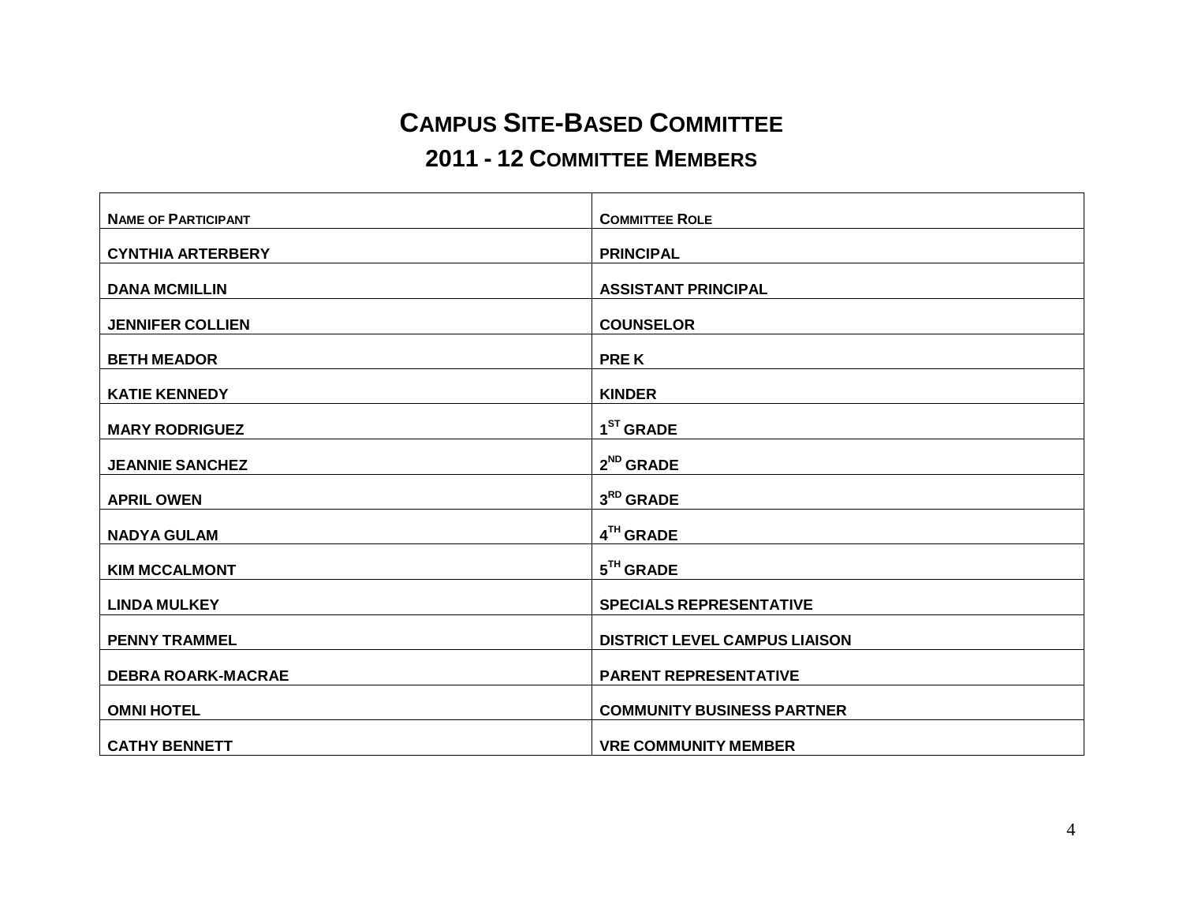# CAMPUS SITE-BASED COMMITTEE

## 2011 - 12 COMMITTEE MEMBERS

| NAME OF PARTICIPANT | COMMITTEE ROLE |
|---|---|
| CYNTHIA ARTERBERY | PRINCIPAL |
| DANA MCMILLIN | ASSISTANT PRINCIPAL |
| JENNIFER COLLIEN | COUNSELOR |
| BETH MEADOR | PRE K |
| KATIE KENNEDY | KINDER |
| MARY RODRIGUEZ | 1ST GRADE |
| JEANNIE SANCHEZ | 2ND GRADE |
| APRIL OWEN | 3RD GRADE |
| NADYA GULAM | 4TH GRADE |
| KIM MCCALMONT | 5TH GRADE |
| LINDA MULKEY | SPECIALS REPRESENTATIVE |
| PENNY TRAMMEL | DISTRICT LEVEL CAMPUS LIAISON |
| DEBRA ROARK-MACRAE | PARENT REPRESENTATIVE |
| OMNI HOTEL | COMMUNITY BUSINESS PARTNER |
| CATHY BENNETT | VRE COMMUNITY MEMBER |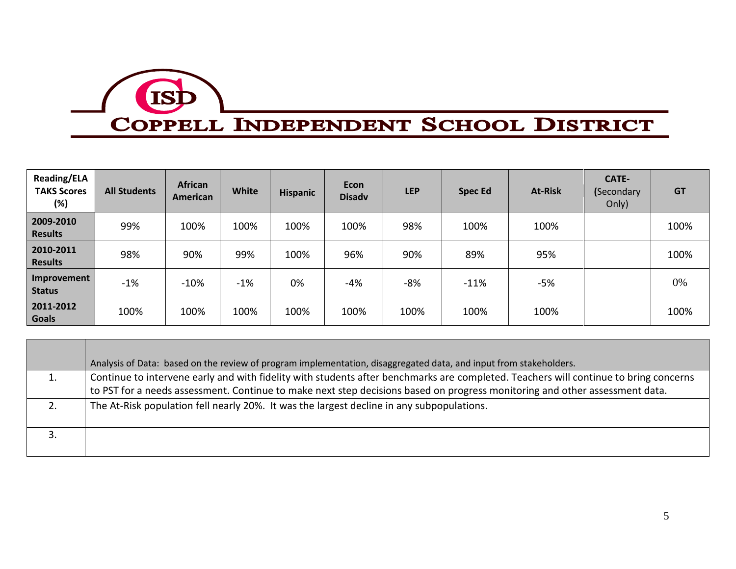# Coppell Independent School District

| Reading/ELA TAKS Scores (%) | All Students | African American | White | Hispanic | Econ Disadv | LEP | Spec Ed | At-Risk | CATE- (Secondary Only) | GT |
|---|---|---|---|---|---|---|---|---|---|---|
| **2009-2010 Results** | 99% | 100% | 100% | 100% | 100% | 98% | 100% | 100% | | 100% |
| **2010-2011 Results** | 98% | 90% | 99% | 100% | 96% | 90% | 89% | 95% | | 100% |
| **Improvement Status** | -1% | -10% | -1% | 0% | -4% | -8% | -11% | -5% | | 0% |
| **2011-2012 Goals** | 100% | 100% | 100% | 100% | 100% | 100% | 100% | 100% | | 100% |

| | Analysis of Data: based on the review of program implementation, disaggregated data, and input from stakeholders. |
|---|---|
| 1. | Continue to intervene early and with fidelity with students after benchmarks are completed. Teachers will continue to bring concerns to PST for a needs assessment. Continue to make next step decisions based on progress monitoring and other assessment data. |
| 2. | The At-Risk population fell nearly 20%. It was the largest decline in any subpopulations. |
| 3. | |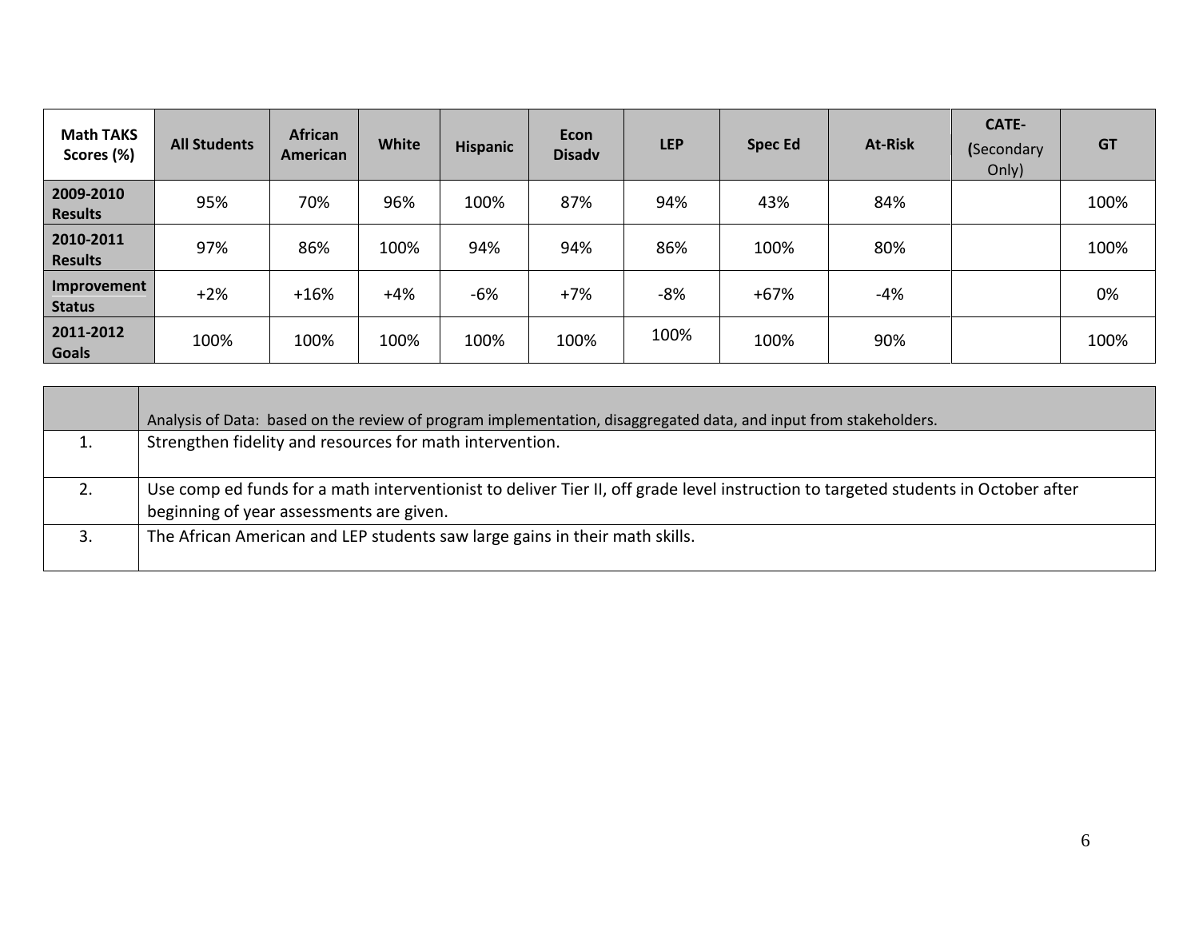| Math TAKS Scores (%) | All Students | African American | White | Hispanic | Econ Disadv | LEP | Spec Ed | At-Risk | CATE- (Secondary Only) | GT |
|---|---|---|---|---|---|---|---|---|---|---|
| 2009-2010 Results | 95% | 70% | 96% | 100% | 87% | 94% | 43% | 84% | | 100% |
| 2010-2011 Results | 97% | 86% | 100% | 94% | 94% | 86% | 100% | 80% | | 100% |
| Improvement Status | +2% | +16% | +4% | -6% | +7% | -8% | +67% | -4% | | 0% |
| 2011-2012 Goals | 100% | 100% | 100% | 100% | 100% | 100% | 100% | 90% | | 100% |

| | Analysis of Data: based on the review of program implementation, disaggregated data, and input from stakeholders. |
|---|---|
| 1. | Strengthen fidelity and resources for math intervention. |
| 2. | Use comp ed funds for a math interventionist to deliver Tier II, off grade level instruction to targeted students in October after beginning of year assessments are given. |
| 3. | The African American and LEP students saw large gains in their math skills. |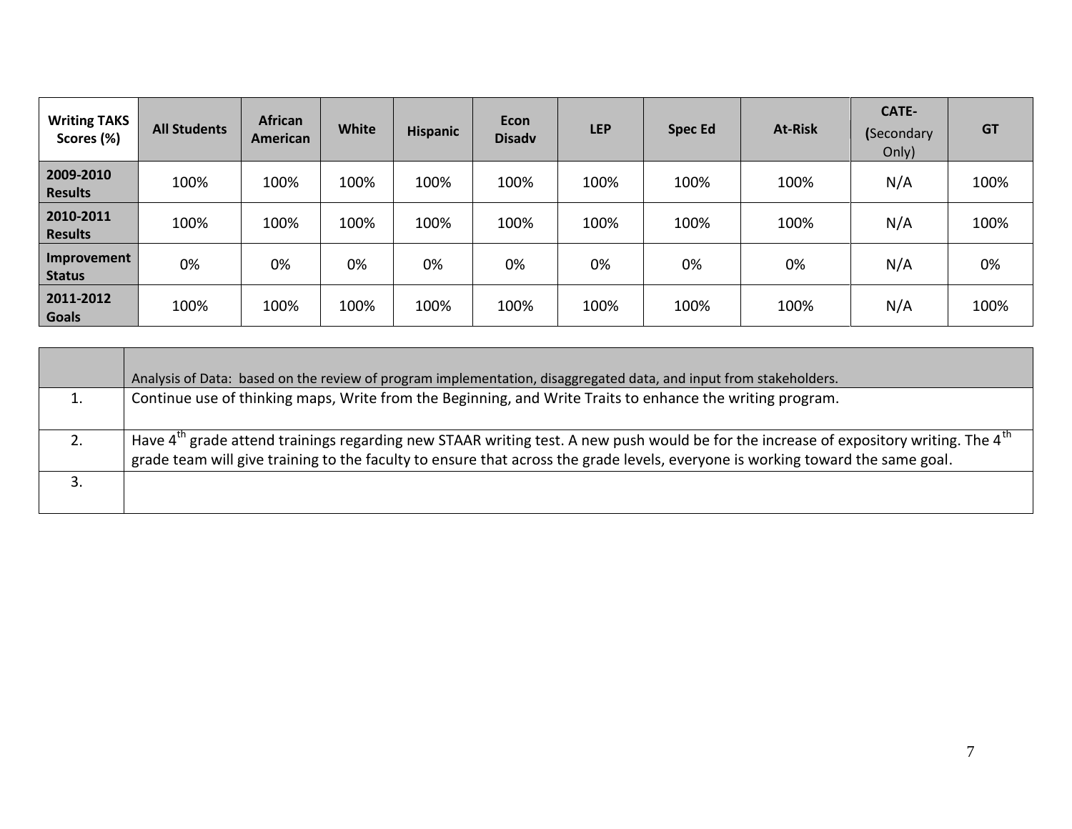| Writing TAKS Scores (%) | All Students | African American | White | Hispanic | Econ Disadv | LEP | Spec Ed | At-Risk | CATE- (Secondary Only) | GT |
|---|---|---|---|---|---|---|---|---|---|---|
| 2009-2010 Results | 100% | 100% | 100% | 100% | 100% | 100% | 100% | 100% | N/A | 100% |
| 2010-2011 Results | 100% | 100% | 100% | 100% | 100% | 100% | 100% | 100% | N/A | 100% |
| Improvement Status | 0% | 0% | 0% | 0% | 0% | 0% | 0% | 0% | N/A | 0% |
| 2011-2012 Goals | 100% | 100% | 100% | 100% | 100% | 100% | 100% | 100% | N/A | 100% |

| | Analysis of Data: based on the review of program implementation, disaggregated data, and input from stakeholders. |
|---|---|
| 1. | Continue use of thinking maps, Write from the Beginning, and Write Traits to enhance the writing program. |
| 2. | Have 4th grade attend trainings regarding new STAAR writing test. A new push would be for the increase of expository writing. The 4th grade team will give training to the faculty to ensure that across the grade levels, everyone is working toward the same goal. |
| 3. | |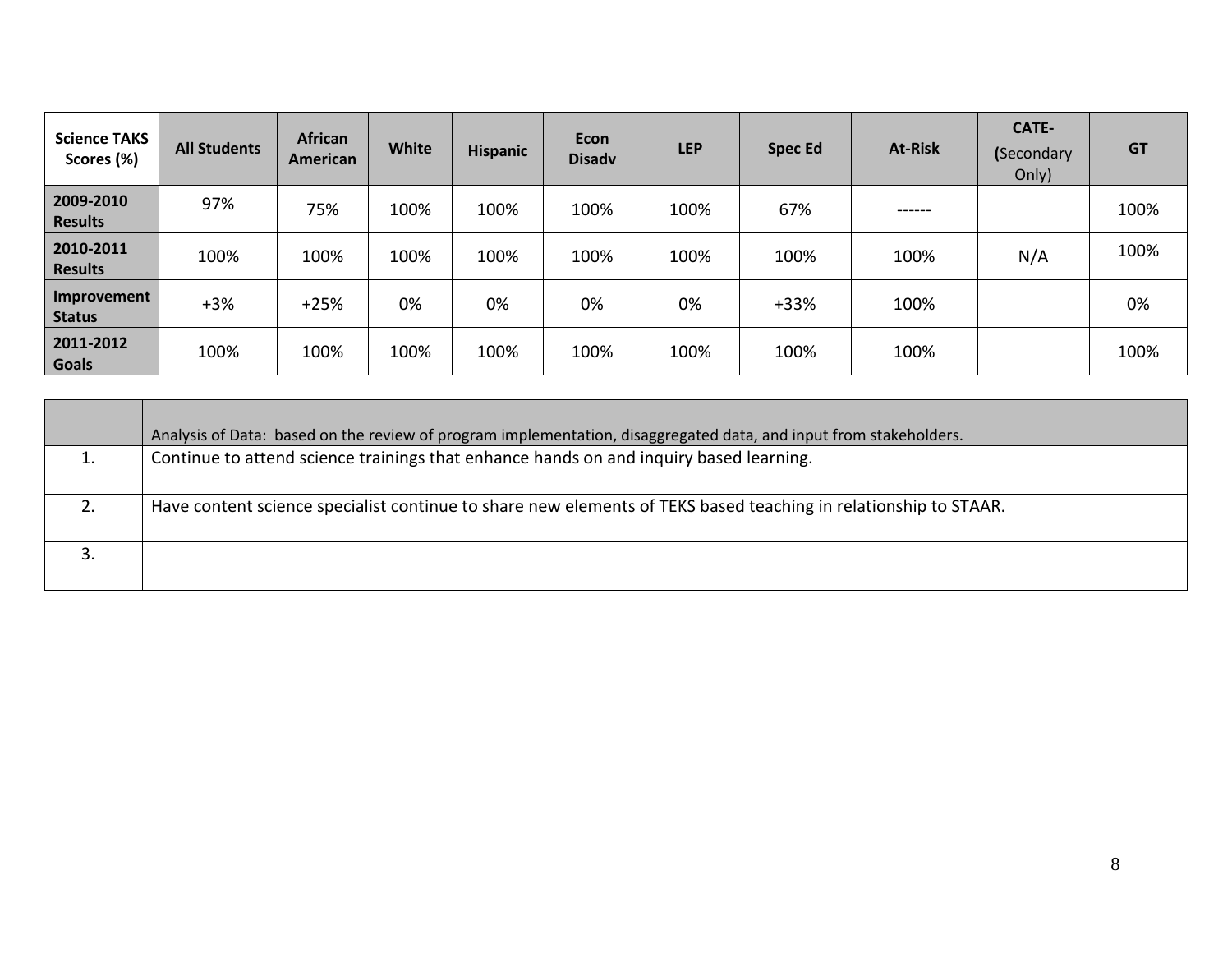| Science TAKS Scores (%) | All Students | African American | White | Hispanic | Econ Disadv | LEP | Spec Ed | At-Risk | CATE- (Secondary Only) | GT |
|---|---|---|---|---|---|---|---|---|---|---|
| 2009-2010 Results | 97% | 75% | 100% | 100% | 100% | 100% | 67% | ------ | | 100% |
| 2010-2011 Results | 100% | 100% | 100% | 100% | 100% | 100% | 100% | 100% | N/A | 100% |
| Improvement Status | +3% | +25% | 0% | 0% | 0% | 0% | +33% | 100% | | 0% |
| 2011-2012 Goals | 100% | 100% | 100% | 100% | 100% | 100% | 100% | 100% | | 100% |

| | Analysis of Data: based on the review of program implementation, disaggregated data, and input from stakeholders. |
|---|---|
| 1. | Continue to attend science trainings that enhance hands on and inquiry based learning. |
| 2. | Have content science specialist continue to share new elements of TEKS based teaching in relationship to STAAR. |
| 3. | |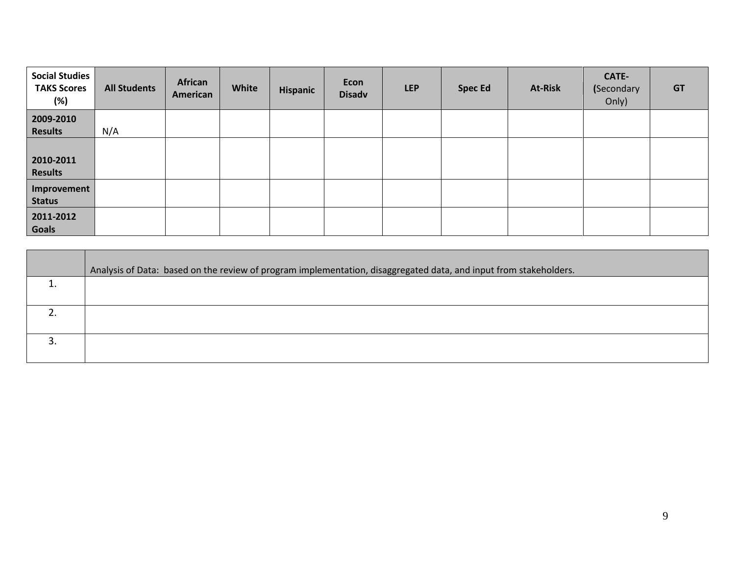| Social Studies TAKS Scores (%) | All Students | African American | White | Hispanic | Econ Disadv | LEP | Spec Ed | At-Risk | CATE- (Secondary Only) | GT |
|---|---|---|---|---|---|---|---|---|---|---|
| 2009-2010 Results | N/A | | | | | | | | | |
| 2010-2011 Results | | | | | | | | | | |
| Improvement Status | | | | | | | | | | |
| 2011-2012 Goals | | | | | | | | | | |

| | Analysis of Data: based on the review of program implementation, disaggregated data, and input from stakeholders. |
|---|---|
| 1. | |
| 2. | |
| 3. | |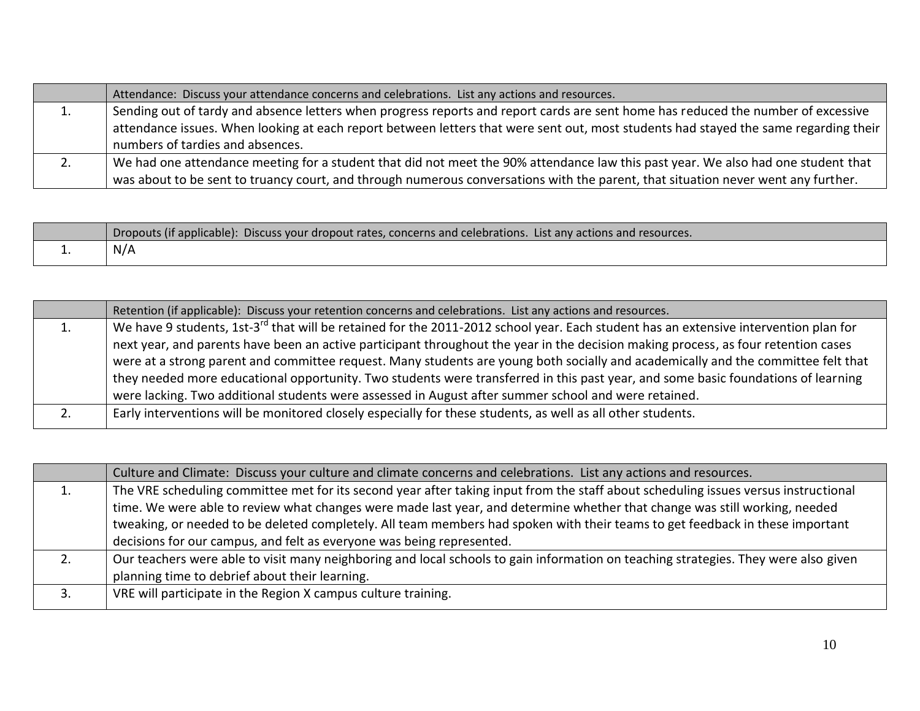| | Attendance: Discuss your attendance concerns and celebrations. List any actions and resources. |
|---|---|
| 1. | Sending out of tardy and absence letters when progress reports and report cards are sent home has reduced the number of excessive attendance issues. When looking at each report between letters that were sent out, most students had stayed the same regarding their numbers of tardies and absences. |
| 2. | We had one attendance meeting for a student that did not meet the 90% attendance law this past year. We also had one student that was about to be sent to truancy court, and through numerous conversations with the parent, that situation never went any further. |

| | Dropouts (if applicable): Discuss your dropout rates, concerns and celebrations. List any actions and resources. |
|---|---|
| 1. | N/A |

| | Retention (if applicable): Discuss your retention concerns and celebrations. List any actions and resources. |
|---|---|
| 1. | We have 9 students, 1st-3rd that will be retained for the 2011-2012 school year. Each student has an extensive intervention plan for next year, and parents have been an active participant throughout the year in the decision making process, as four retention cases were at a strong parent and committee request. Many students are young both socially and academically and the committee felt that they needed more educational opportunity. Two students were transferred in this past year, and some basic foundations of learning were lacking. Two additional students were assessed in August after summer school and were retained. |
| 2. | Early interventions will be monitored closely especially for these students, as well as all other students. |

| | Culture and Climate: Discuss your culture and climate concerns and celebrations. List any actions and resources. |
|---|---|
| 1. | The VRE scheduling committee met for its second year after taking input from the staff about scheduling issues versus instructional time. We were able to review what changes were made last year, and determine whether that change was still working, needed tweaking, or needed to be deleted completely. All team members had spoken with their teams to get feedback in these important decisions for our campus, and felt as everyone was being represented. |
| 2. | Our teachers were able to visit many neighboring and local schools to gain information on teaching strategies. They were also given planning time to debrief about their learning. |
| 3. | VRE will participate in the Region X campus culture training. |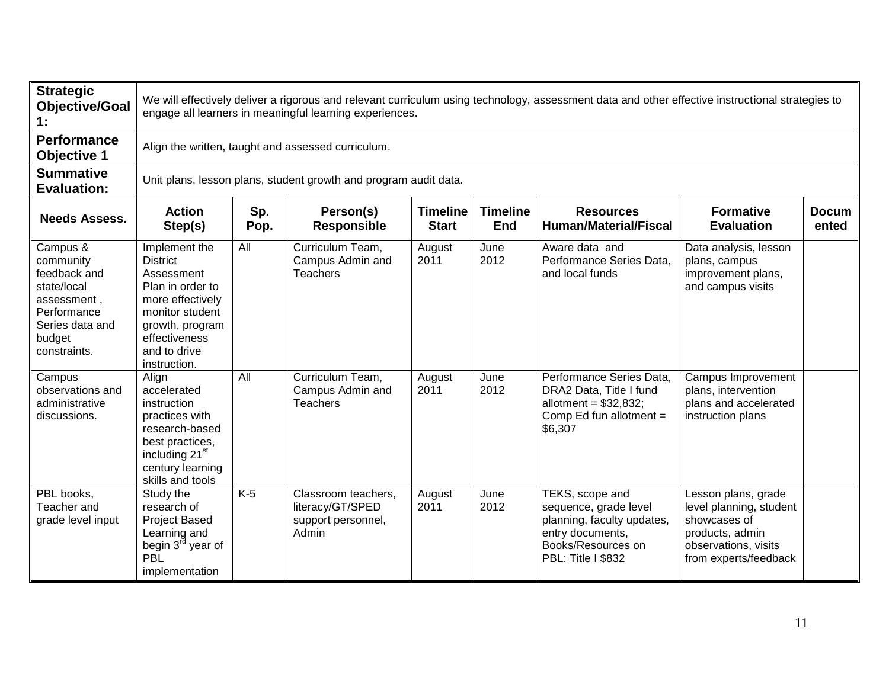| **Strategic Objective/Goal 1:** | We will effectively deliver a rigorous and relevant curriculum using technology, assessment data and other effective instructional strategies to engage all learners in meaningful learning experiences. | | | | | | | |
|---|---|---|---|---|---|---|---|---|
| **Performance Objective 1** | Align the written, taught and assessed curriculum. | | | | | | | |
| **Summative Evaluation:** | Unit plans, lesson plans, student growth and program audit data. | | | | | | | |
| **Needs Assess.** | **Action Step(s)** | **Sp. Pop.** | **Person(s) Responsible** | **Timeline Start** | **Timeline End** | **Resources Human/Material/Fiscal** | **Formative Evaluation** | **Documented** |
| Campus & community feedback and state/local assessment , Performance Series data and budget constraints. | Implement the District Assessment Plan in order to more effectively monitor student growth, program effectiveness and to drive instruction. | All | Curriculum Team, Campus Admin and Teachers | August 2011 | June 2012 | Aware data and Performance Series Data, and local funds | Data analysis, lesson plans, campus improvement plans, and campus visits | |
| Campus observations and administrative discussions. | Align accelerated instruction practices with research-based best practices, including 21st century learning skills and tools | All | Curriculum Team, Campus Admin and Teachers | August 2011 | June 2012 | Performance Series Data, DRA2 Data, Title I fund allotment = $32,832; Comp Ed fun allotment = $6,307 | Campus Improvement plans, intervention plans and accelerated instruction plans | |
| PBL books, Teacher and grade level input | Study the research of Project Based Learning and begin 3rd year of PBL implementation | K-5 | Classroom teachers, literacy/GT/SPED support personnel, Admin | August 2011 | June 2012 | TEKS, scope and sequence, grade level planning, faculty updates, entry documents, Books/Resources on PBL: Title I $832 | Lesson plans, grade level planning, student showcases of products, admin observations, visits from experts/feedback | |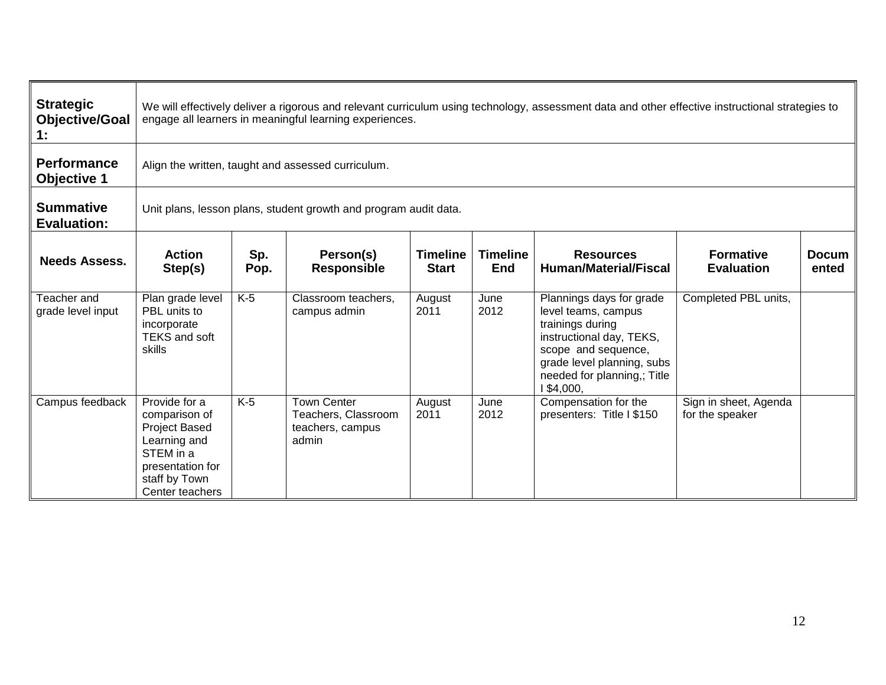| **Strategic Objective/Goal 1:** | We will effectively deliver a rigorous and relevant curriculum using technology, assessment data and other effective instructional strategies to engage all learners in meaningful learning experiences. | | | | | | | |
|---|---|---|---|---|---|---|---|---|
| **Performance Objective 1** | Align the written, taught and assessed curriculum. | | | | | | | |
| **Summative Evaluation:** | Unit plans, lesson plans, student growth and program audit data. | | | | | | | |
| **Needs Assess.** | **Action Step(s)** | **Sp. Pop.** | **Person(s) Responsible** | **Timeline Start** | **Timeline End** | **Resources Human/Material/Fiscal** | **Formative Evaluation** | **Documented** |
| Teacher and grade level input | Plan grade level PBL units to incorporate TEKS and soft skills | K-5 | Classroom teachers, campus admin | August 2011 | June 2012 | Plannings days for grade level teams, campus trainings during instructional day, TEKS, scope and sequence, grade level planning, subs needed for planning,; Title I $4,000, | Completed PBL units, | |
| Campus feedback | Provide for a comparison of Project Based Learning and STEM in a presentation for staff by Town Center teachers | K-5 | Town Center Teachers, Classroom teachers, campus admin | August 2011 | June 2012 | Compensation for the presenters: Title I $150 | Sign in sheet, Agenda for the speaker | |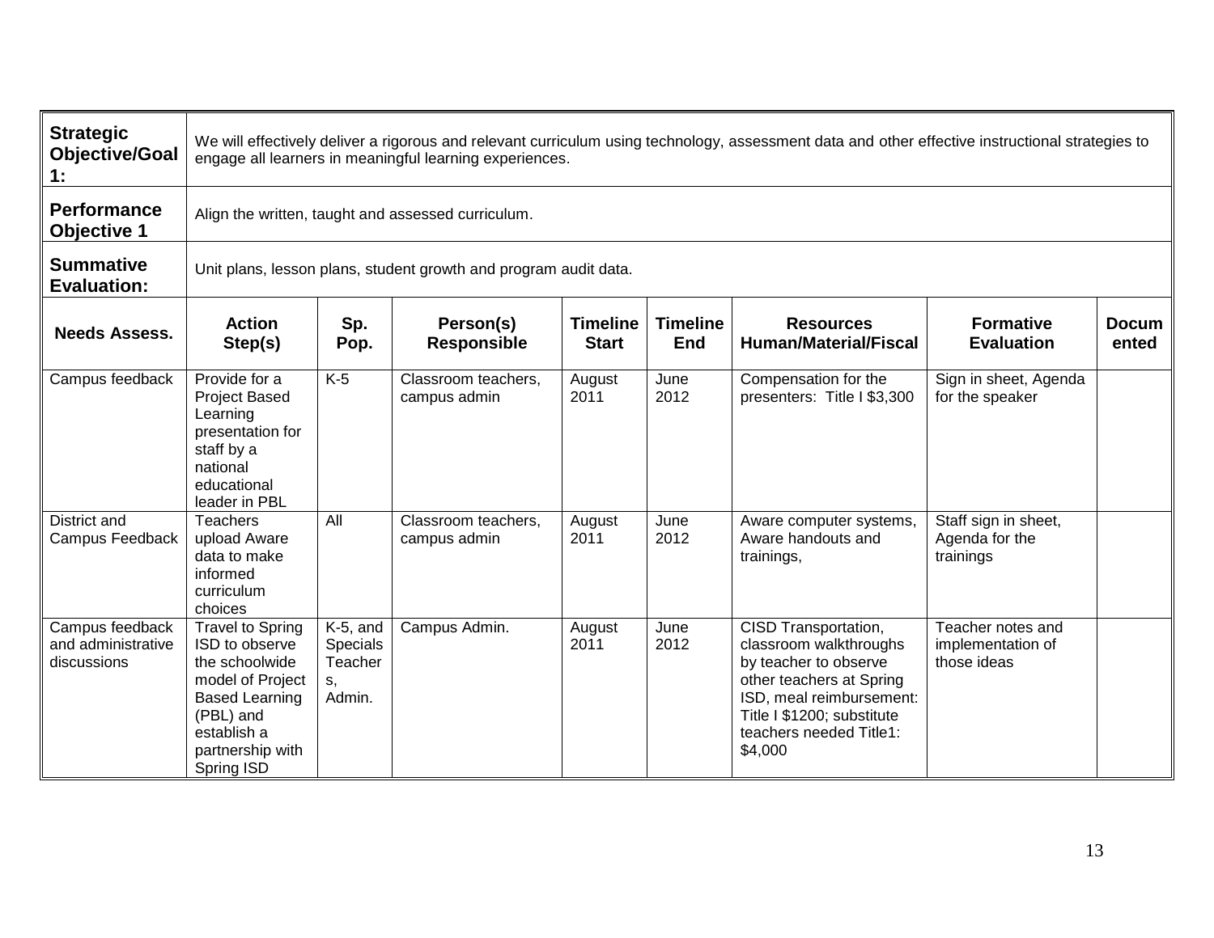| **Strategic Objective/Goal 1:** | We will effectively deliver a rigorous and relevant curriculum using technology, assessment data and other effective instructional strategies to engage all learners in meaningful learning experiences. | | | | | | | |
|---|---|---|---|---|---|---|---|---|
| **Performance Objective 1** | Align the written, taught and assessed curriculum. | | | | | | | |
| **Summative Evaluation:** | Unit plans, lesson plans, student growth and program audit data. | | | | | | | |
| **Needs Assess.** | **Action Step(s)** | **Sp. Pop.** | **Person(s) Responsible** | **Timeline Start** | **Timeline End** | **Resources Human/Material/Fiscal** | **Formative Evaluation** | **Documented** |
| Campus feedback | Provide for a Project Based Learning presentation for staff by a national educational leader in PBL | K-5 | Classroom teachers, campus admin | August 2011 | June 2012 | Compensation for the presenters: Title I $3,300 | Sign in sheet, Agenda for the speaker | |
| District and Campus Feedback | Teachers upload Aware data to make informed curriculum choices | All | Classroom teachers, campus admin | August 2011 | June 2012 | Aware computer systems, Aware handouts and trainings, | Staff sign in sheet, Agenda for the trainings | |
| Campus feedback and administrative discussions | Travel to Spring ISD to observe the schoolwide model of Project Based Learning (PBL) and establish a partnership with Spring ISD | K-5, and Specials Teachers, Admin. | Campus Admin. | August 2011 | June 2012 | CISD Transportation, classroom walkthroughs by teacher to observe other teachers at Spring ISD, meal reimbursement: Title I $1200; substitute teachers needed Title1: $4,000 | Teacher notes and implementation of those ideas | |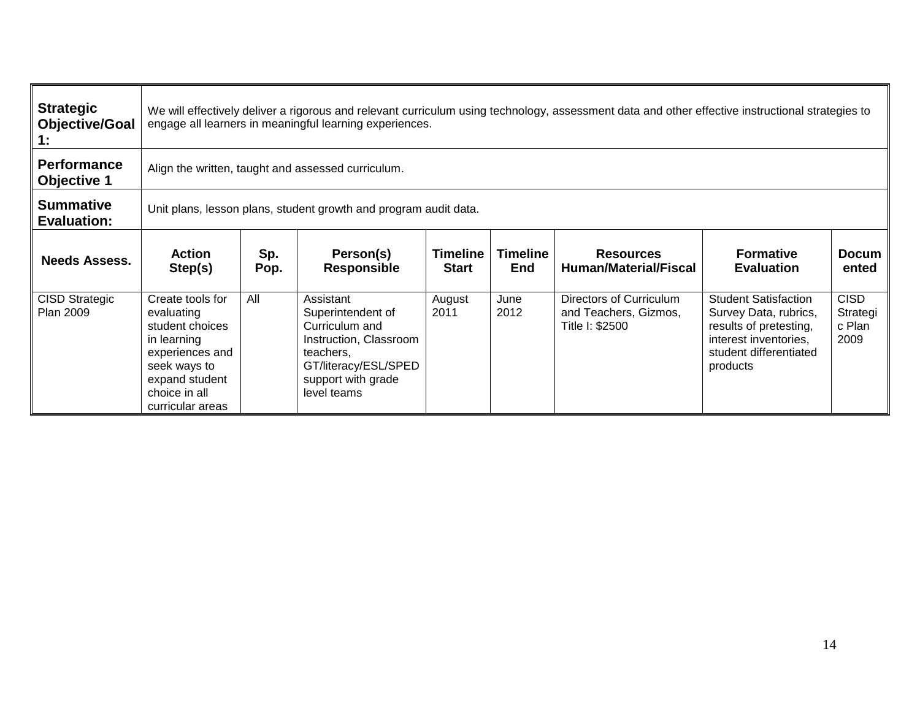| **Strategic Objective/Goal 1:** | We will effectively deliver a rigorous and relevant curriculum using technology, assessment data and other effective instructional strategies to engage all learners in meaningful learning experiences. | | | | | | | |
|---|---|---|---|---|---|---|---|---|
| **Performance Objective 1** | Align the written, taught and assessed curriculum. | | | | | | | |
| **Summative Evaluation:** | Unit plans, lesson plans, student growth and program audit data. | | | | | | | |
| **Needs Assess.** | **Action Step(s)** | **Sp. Pop.** | **Person(s) Responsible** | **Timeline Start** | **Timeline End** | **Resources Human/Material/Fiscal** | **Formative Evaluation** | **Documented** |
| CISD Strategic Plan 2009 | Create tools for evaluating student choices in learning experiences and seek ways to expand student choice in all curricular areas | All | Assistant Superintendent of Curriculum and Instruction, Classroom teachers, GT/literacy/ESL/SPED support with grade level teams | August 2011 | June 2012 | Directors of Curriculum and Teachers, Gizmos, Title I: $2500 | Student Satisfaction Survey Data, rubrics, results of pretesting, interest inventories, student differentiated products | CISD Strategic Plan 2009 |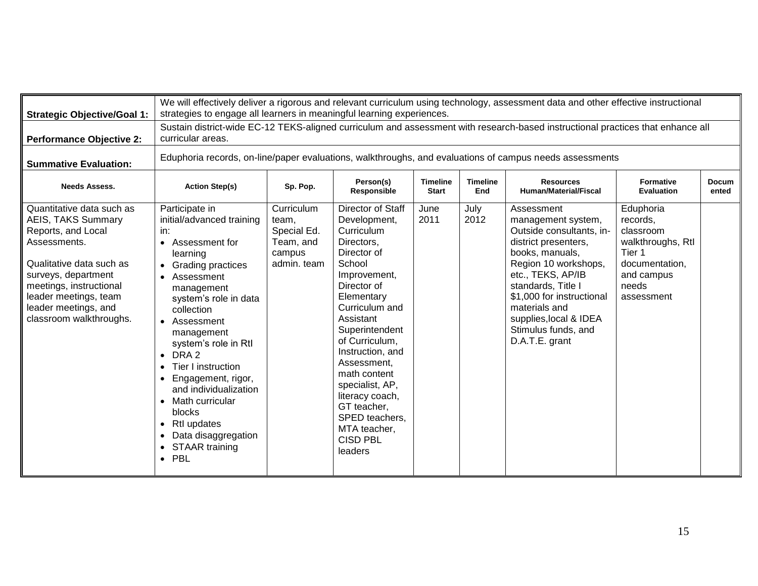| Strategic Objective/Goal 1: | We will effectively deliver a rigorous and relevant curriculum using technology, assessment data and other effective instructional strategies to engage all learners in meaningful learning experiences. | | | | | | | |
|---|---|---|---|---|---|---|---|---|
| **Performance Objective 2:** | Sustain district-wide EC-12 TEKS-aligned curriculum and assessment with research-based instructional practices that enhance all curricular areas. | | | | | | | |
| **Summative Evaluation:** | Eduphoria records, on-line/paper evaluations, walkthroughs, and evaluations of campus needs assessments | | | | | | | |
| **Needs Assess.** | **Action Step(s)** | **Sp. Pop.** | **Person(s) Responsible** | **Timeline Start** | **Timeline End** | **Resources Human/Material/Fiscal** | **Formative Evaluation** | **Documented** |
| Quantitative data such as AEIS, TAKS Summary Reports, and Local Assessments.<br><br>Qualitative data such as surveys, department meetings, instructional leader meetings, team leader meetings, and classroom walkthroughs. | Participate in initial/advanced training in:<br>• Assessment for learning<br>• Grading practices<br>• Assessment management system's role in data collection<br>• Assessment management system's role in RtI<br>• DRA 2<br>• Tier I instruction<br>• Engagement, rigor, and individualization<br>• Math curricular blocks<br>• RtI updates<br>• Data disaggregation<br>• STAAR training<br>• PBL | Curriculum team, Special Ed. Team, and campus admin. team | Director of Staff Development, Curriculum Directors, Director of School Improvement, Director of Elementary Curriculum and Assistant Superintendent of Curriculum, Instruction, and Assessment, math content specialist, AP, literacy coach, GT teacher, SPED teachers, MTA teacher, CISD PBL leaders | June 2011 | July 2012 | Assessment management system, Outside consultants, in-district presenters, books, manuals, Region 10 workshops, etc., TEKS, AP/IB standards, Title I $1,000 for instructional materials and supplies,local & IDEA Stimulus funds, and D.A.T.E. grant | Eduphoria records, classroom walkthroughs, RtI Tier 1 documentation, and campus needs assessment | |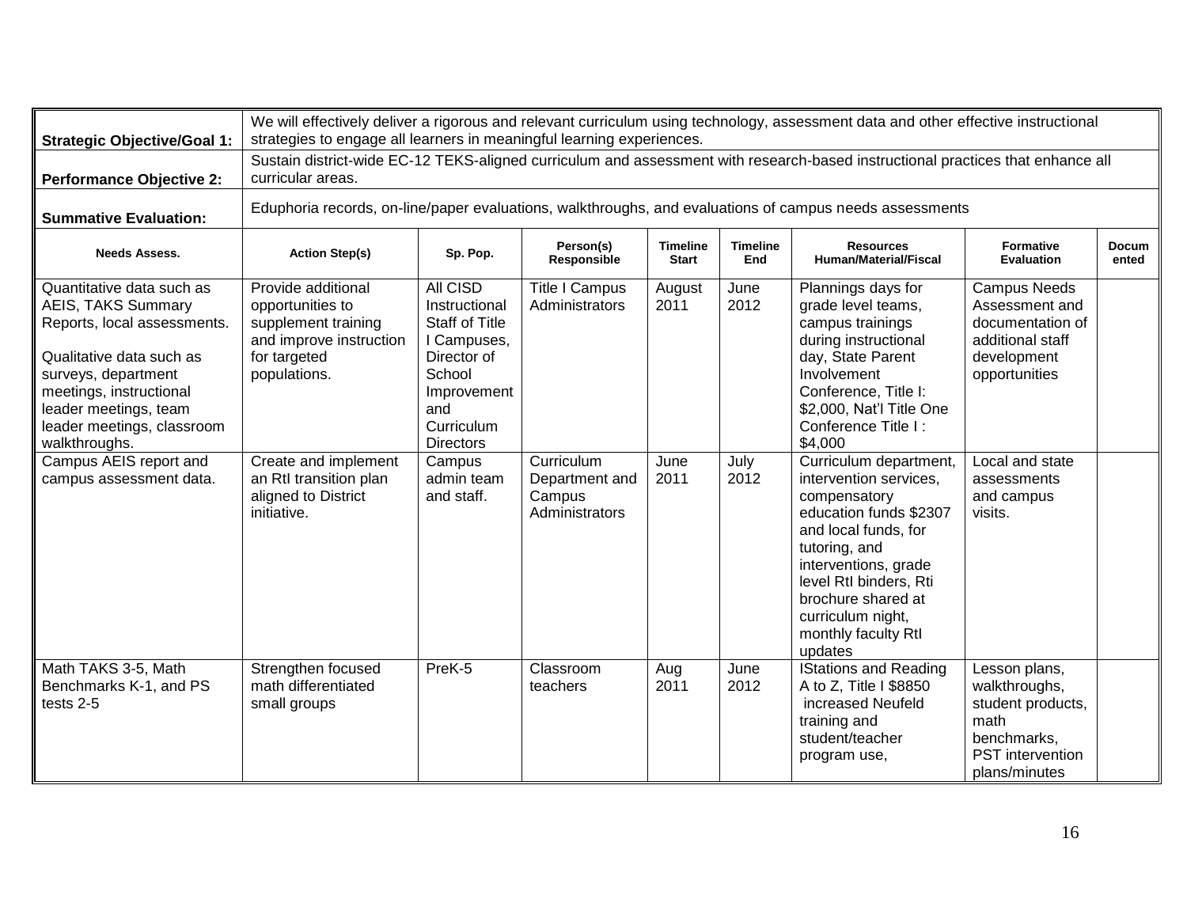| **Strategic Objective/Goal 1:** | We will effectively deliver a rigorous and relevant curriculum using technology, assessment data and other effective instructional strategies to engage all learners in meaningful learning experiences. | | | | | | | |
|---|---|---|---|---|---|---|---|---|
| **Performance Objective 2:** | Sustain district-wide EC-12 TEKS-aligned curriculum and assessment with research-based instructional practices that enhance all curricular areas. | | | | | | | |
| **Summative Evaluation:** | Eduphoria records, on-line/paper evaluations, walkthroughs, and evaluations of campus needs assessments | | | | | | | |
| **Needs Assess.** | **Action Step(s)** | **Sp. Pop.** | **Person(s) Responsible** | **Timeline Start** | **Timeline End** | **Resources Human/Material/Fiscal** | **Formative Evaluation** | **Documented** |
| Quantitative data such as AEIS, TAKS Summary Reports, local assessments.<br><br>Qualitative data such as surveys, department meetings, instructional leader meetings, team leader meetings, classroom walkthroughs. | Provide additional opportunities to supplement training and improve instruction for targeted populations. | All CISD Instructional Staff of Title I Campuses, Director of School Improvement and Curriculum Directors | Title I Campus Administrators | August 2011 | June 2012 | Plannings days for grade level teams, campus trainings during instructional day, State Parent Involvement Conference, Title I: $2,000, Nat'l Title One Conference Title I : $4,000 | Campus Needs Assessment and documentation of additional staff development opportunities | |
| Campus AEIS report and campus assessment data. | Create and implement an RtI transition plan aligned to District initiative. | Campus admin team and staff. | Curriculum Department and Campus Administrators | June 2011 | July 2012 | Curriculum department, intervention services, compensatory education funds $2307 and local funds, for tutoring, and interventions, grade level RtI binders, Rti brochure shared at curriculum night, monthly faculty RtI updates | Local and state assessments and campus visits. | |
| Math TAKS 3-5, Math Benchmarks K-1, and PS tests 2-5 | Strengthen focused math differentiated small groups | PreK-5 | Classroom teachers | Aug 2011 | June 2012 | IStations and Reading A to Z, Title I $8850 increased Neufeld training and student/teacher program use, | Lesson plans, walkthroughs, student products, math benchmarks, PST intervention plans/minutes | |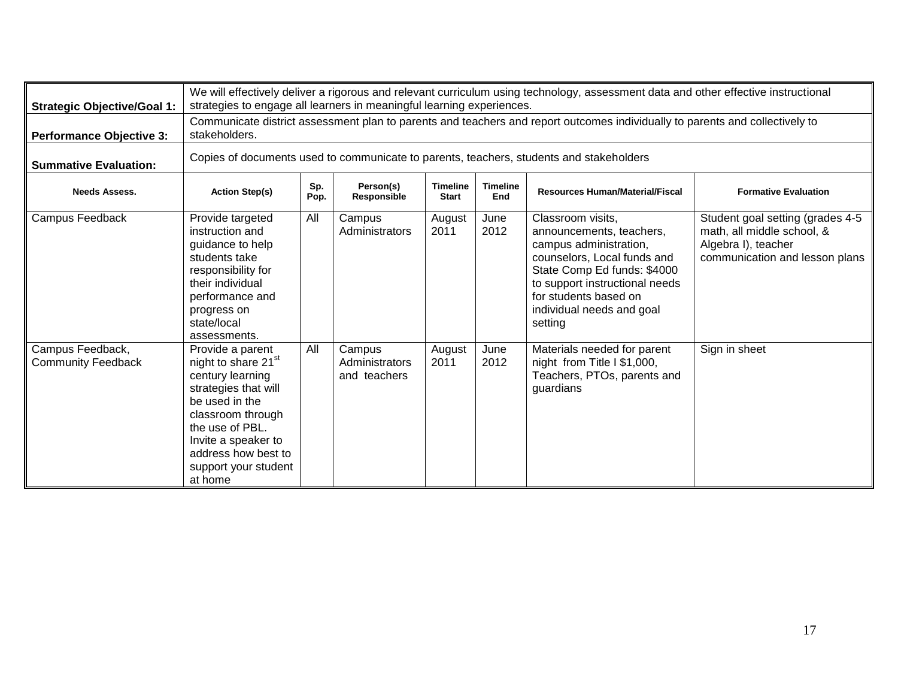| Strategic Objective/Goal 1: | We will effectively deliver a rigorous and relevant curriculum using technology, assessment data and other effective instructional strategies to engage all learners in meaningful learning experiences. | | | | | | |
|---|---|---|---|---|---|---|---|
| **Performance Objective 3:** | Communicate district assessment plan to parents and teachers and report outcomes individually to parents and collectively to stakeholders. | | | | | | |
| **Summative Evaluation:** | Copies of documents used to communicate to parents, teachers, students and stakeholders | | | | | | |
| **Needs Assess.** | **Action Step(s)** | **Sp. Pop.** | **Person(s) Responsible** | **Timeline Start** | **Timeline End** | **Resources Human/Material/Fiscal** | **Formative Evaluation** |
| Campus Feedback | Provide targeted instruction and guidance to help students take responsibility for their individual performance and progress on state/local assessments. | All | Campus Administrators | August 2011 | June 2012 | Classroom visits, announcements, teachers, campus administration, counselors, Local funds and State Comp Ed funds: $4000 to support instructional needs for students based on individual needs and goal setting | Student goal setting (grades 4-5 math, all middle school, & Algebra I), teacher communication and lesson plans |
| Campus Feedback, Community Feedback | Provide a parent night to share 21st century learning strategies that will be used in the classroom through the use of PBL. Invite a speaker to address how best to support your student at home | All | Campus Administrators and teachers | August 2011 | June 2012 | Materials needed for parent night from Title I $1,000, Teachers, PTOs, parents and guardians | Sign in sheet |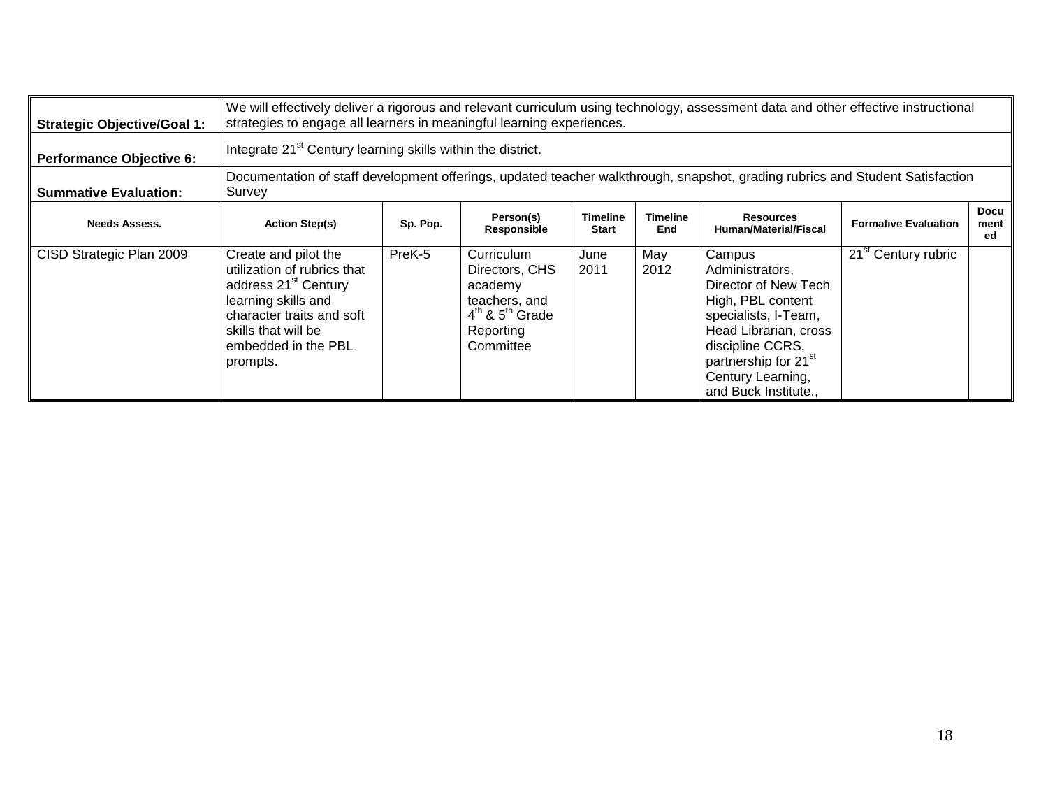| **Strategic Objective/Goal 1:** | We will effectively deliver a rigorous and relevant curriculum using technology, assessment data and other effective instructional strategies to engage all learners in meaningful learning experiences. | | | | | | | |
|---|---|---|---|---|---|---|---|---|
| **Performance Objective 6:** | Integrate 21st Century learning skills within the district. | | | | | | | |
| **Summative Evaluation:** | Documentation of staff development offerings, updated teacher walkthrough, snapshot, grading rubrics and Student Satisfaction Survey | | | | | | | |
| **Needs Assess.** | **Action Step(s)** | **Sp. Pop.** | **Person(s) Responsible** | **Timeline Start** | **Timeline End** | **Resources Human/Material/Fiscal** | **Formative Evaluation** | **Documented** |
| CISD Strategic Plan 2009 | Create and pilot the utilization of rubrics that address 21st Century learning skills and character traits and soft skills that will be embedded in the PBL prompts. | PreK-5 | Curriculum Directors, CHS academy teachers, and 4th & 5th Grade Reporting Committee | June 2011 | May 2012 | Campus Administrators, Director of New Tech High, PBL content specialists, I-Team, Head Librarian, cross discipline CCRS, partnership for 21st Century Learning, and Buck Institute., | 21st Century rubric | |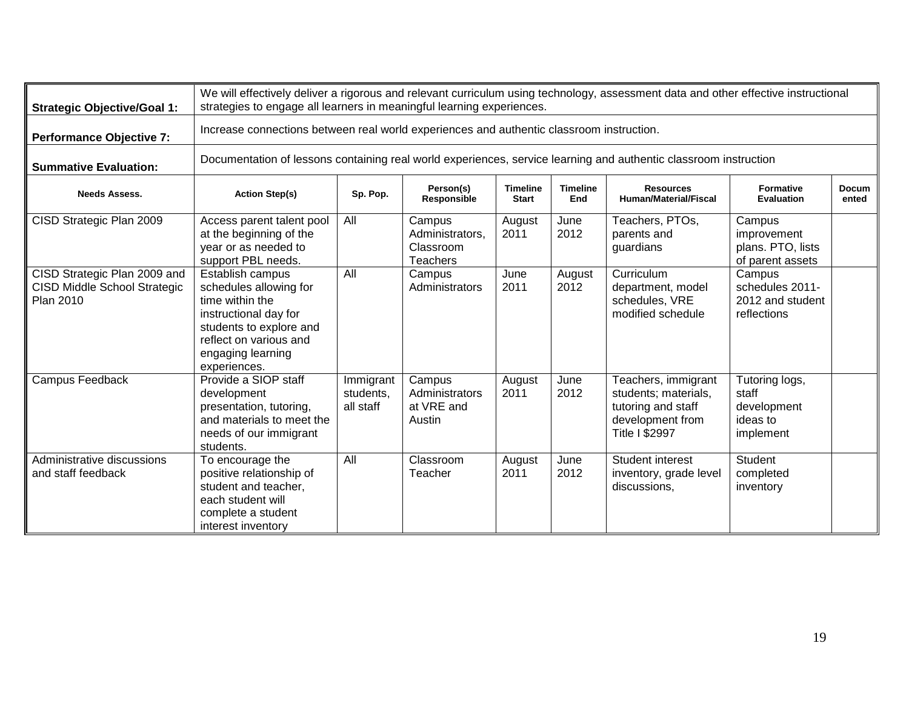| **Strategic Objective/Goal 1:** | We will effectively deliver a rigorous and relevant curriculum using technology, assessment data and other effective instructional strategies to engage all learners in meaningful learning experiences. | | | | | | | |
|---|---|---|---|---|---|---|---|---|
| **Performance Objective 7:** | Increase connections between real world experiences and authentic classroom instruction. | | | | | | | |
| **Summative Evaluation:** | Documentation of lessons containing real world experiences, service learning and authentic classroom instruction | | | | | | | |
| **Needs Assess.** | **Action Step(s)** | **Sp. Pop.** | **Person(s) Responsible** | **Timeline Start** | **Timeline End** | **Resources Human/Material/Fiscal** | **Formative Evaluation** | **Documented** |
| CISD Strategic Plan 2009 | Access parent talent pool at the beginning of the year or as needed to support PBL needs. | All | Campus Administrators, Classroom Teachers | August 2011 | June 2012 | Teachers, PTOs, parents and guardians | Campus improvement plans. PTO, lists of parent assets | |
| CISD Strategic Plan 2009 and CISD Middle School Strategic Plan 2010 | Establish campus schedules allowing for time within the instructional day for students to explore and reflect on various and engaging learning experiences. | All | Campus Administrators | June 2011 | August 2012 | Curriculum department, model schedules, VRE modified schedule | Campus schedules 2011-2012 and student reflections | |
| Campus Feedback | Provide a SIOP staff development presentation, tutoring, and materials to meet the needs of our immigrant students. | Immigrant students, all staff | Campus Administrators at VRE and Austin | August 2011 | June 2012 | Teachers, immigrant students; materials, tutoring and staff development from Title I $2997 | Tutoring logs, staff development ideas to implement | |
| Administrative discussions and staff feedback | To encourage the positive relationship of student and teacher, each student will complete a student interest inventory | All | Classroom Teacher | August 2011 | June 2012 | Student interest inventory, grade level discussions, | Student completed inventory | |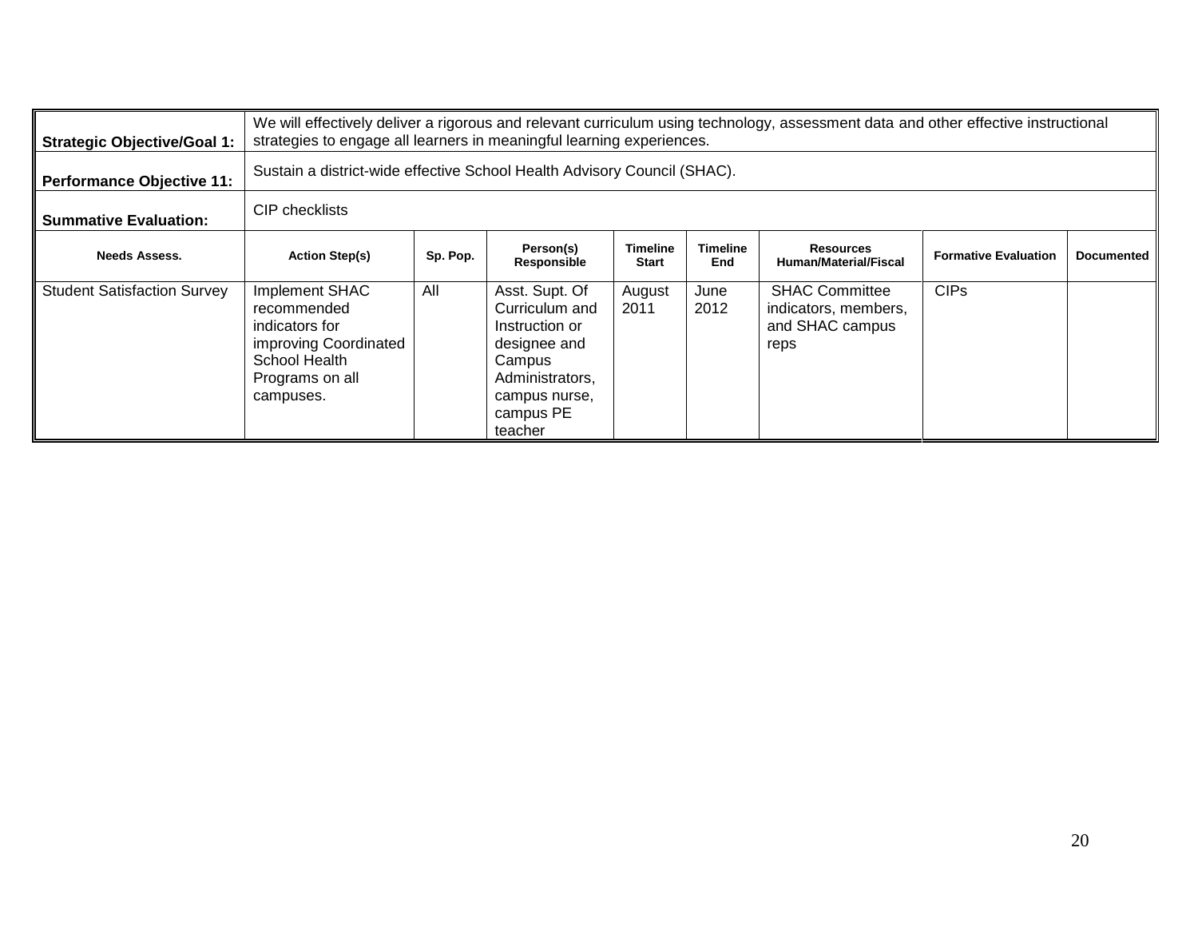| **Strategic Objective/Goal 1:** | We will effectively deliver a rigorous and relevant curriculum using technology, assessment data and other effective instructional strategies to engage all learners in meaningful learning experiences. | | | | | | | |
|---|---|---|---|---|---|---|---|---|
| **Performance Objective 11:** | Sustain a district-wide effective School Health Advisory Council (SHAC). | | | | | | | |
| **Summative Evaluation:** | CIP checklists | | | | | | | |
| **Needs Assess.** | **Action Step(s)** | **Sp. Pop.** | **Person(s) Responsible** | **Timeline Start** | **Timeline End** | **Resources Human/Material/Fiscal** | **Formative Evaluation** | **Documented** |
| Student Satisfaction Survey | Implement SHAC recommended indicators for improving Coordinated School Health Programs on all campuses. | All | Asst. Supt. Of Curriculum and Instruction or designee and Campus Administrators, campus nurse, campus PE teacher | August 2011 | June 2012 | SHAC Committee indicators, members, and SHAC campus reps | CIPs | |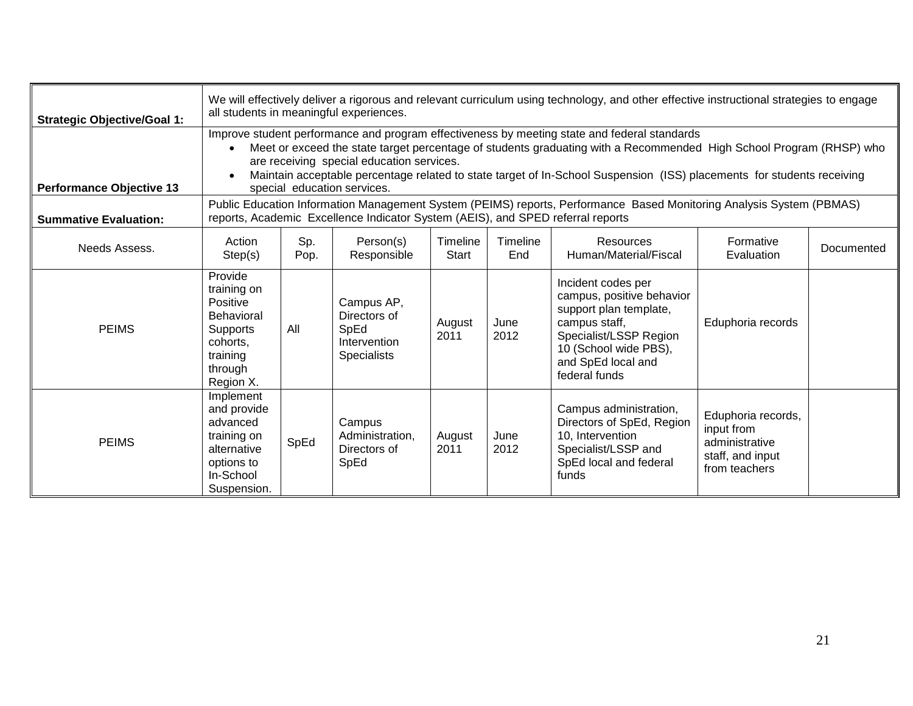| **Strategic Objective/Goal 1:** | We will effectively deliver a rigorous and relevant curriculum using technology, and other effective instructional strategies to engage all students in meaningful experiences. | | | | | | | |
|---|---|---|---|---|---|---|---|---|
| **Performance Objective 13** | Improve student performance and program effectiveness by meeting state and federal standards<br>• Meet or exceed the state target percentage of students graduating with a Recommended High School Program (RHSP) who are receiving special education services.<br>• Maintain acceptable percentage related to state target of In-School Suspension (ISS) placements for students receiving special education services. | | | | | | | |
| **Summative Evaluation:** | Public Education Information Management System (PEIMS) reports, Performance Based Monitoring Analysis System (PBMAS) reports, Academic Excellence Indicator System (AEIS), and SPED referral reports | | | | | | | |
| Needs Assess. | Action Step(s) | Sp. Pop. | Person(s) Responsible | Timeline Start | Timeline End | Resources Human/Material/Fiscal | Formative Evaluation | Documented |
| PEIMS | Provide training on Positive Behavioral Supports cohorts, training through Region X. | All | Campus AP, Directors of SpEd Intervention Specialists | August 2011 | June 2012 | Incident codes per campus, positive behavior support plan template, campus staff, Specialist/LSSP Region 10 (School wide PBS), and SpEd local and federal funds | Eduphoria records | |
| PEIMS | Implement and provide advanced training on alternative options to In-School Suspension. | SpEd | Campus Administration, Directors of SpEd | August 2011 | June 2012 | Campus administration, Directors of SpEd, Region 10, Intervention Specialist/LSSP and SpEd local and federal funds | Eduphoria records, input from administrative staff, and input from teachers | |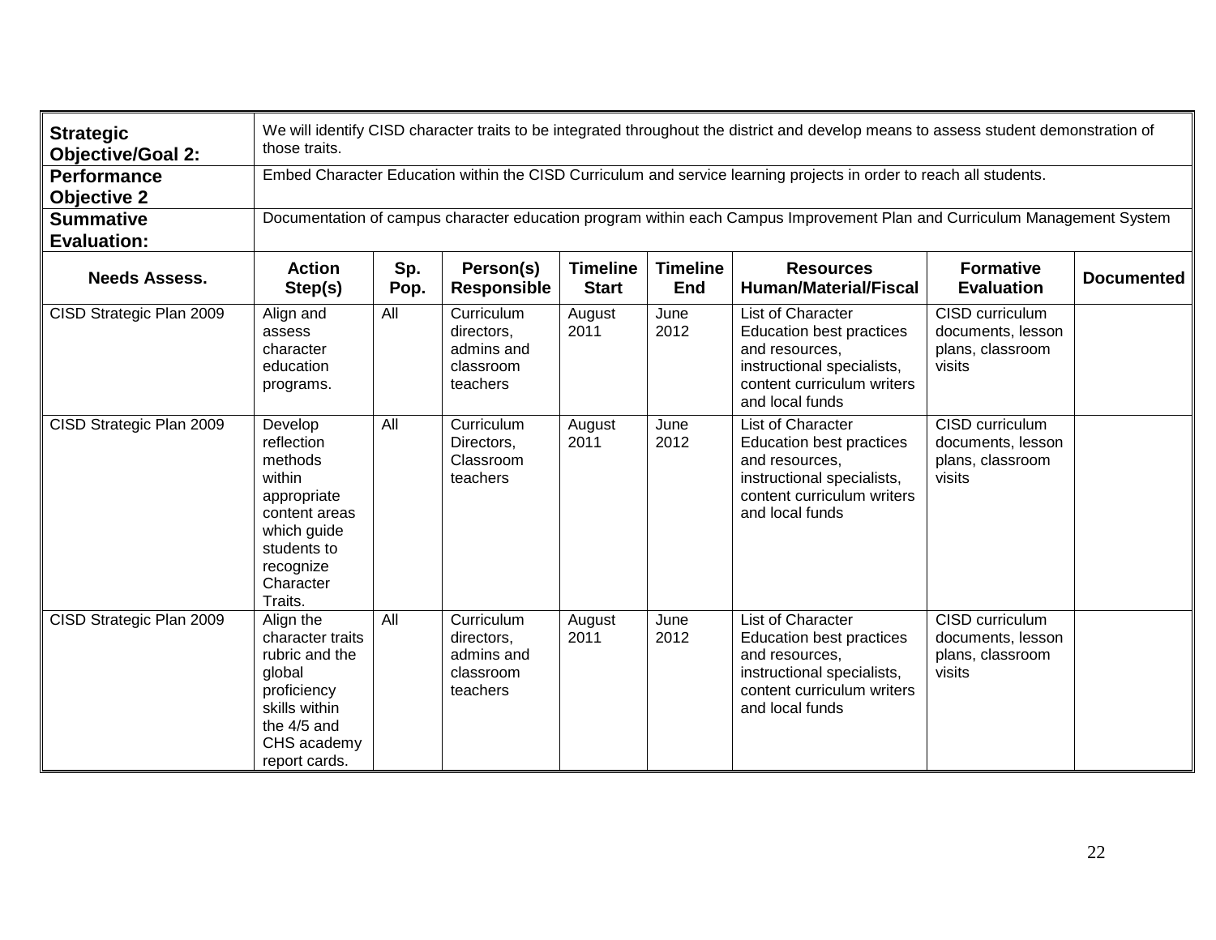| **Strategic Objective/Goal 2:** | We will identify CISD character traits to be integrated throughout the district and develop means to assess student demonstration of those traits. | | | | | | | |
|---|---|---|---|---|---|---|---|---|
| **Performance Objective 2** | Embed Character Education within the CISD Curriculum and service learning projects in order to reach all students. | | | | | | | |
| **Summative Evaluation:** | Documentation of campus character education program within each Campus Improvement Plan and Curriculum Management System | | | | | | | |
| **Needs Assess.** | **Action Step(s)** | **Sp. Pop.** | **Person(s) Responsible** | **Timeline Start** | **Timeline End** | **Resources Human/Material/Fiscal** | **Formative Evaluation** | **Documented** |
| CISD Strategic Plan 2009 | Align and assess character education programs. | All | Curriculum directors, admins and classroom teachers | August 2011 | June 2012 | List of Character Education best practices and resources, instructional specialists, content curriculum writers and local funds | CISD curriculum documents, lesson plans, classroom visits | |
| CISD Strategic Plan 2009 | Develop reflection methods within appropriate content areas which guide students to recognize Character Traits. | All | Curriculum Directors, Classroom teachers | August 2011 | June 2012 | List of Character Education best practices and resources, instructional specialists, content curriculum writers and local funds | CISD curriculum documents, lesson plans, classroom visits | |
| CISD Strategic Plan 2009 | Align the character traits rubric and the global proficiency skills within the 4/5 and CHS academy report cards. | All | Curriculum directors, admins and classroom teachers | August 2011 | June 2012 | List of Character Education best practices and resources, instructional specialists, content curriculum writers and local funds | CISD curriculum documents, lesson plans, classroom visits | |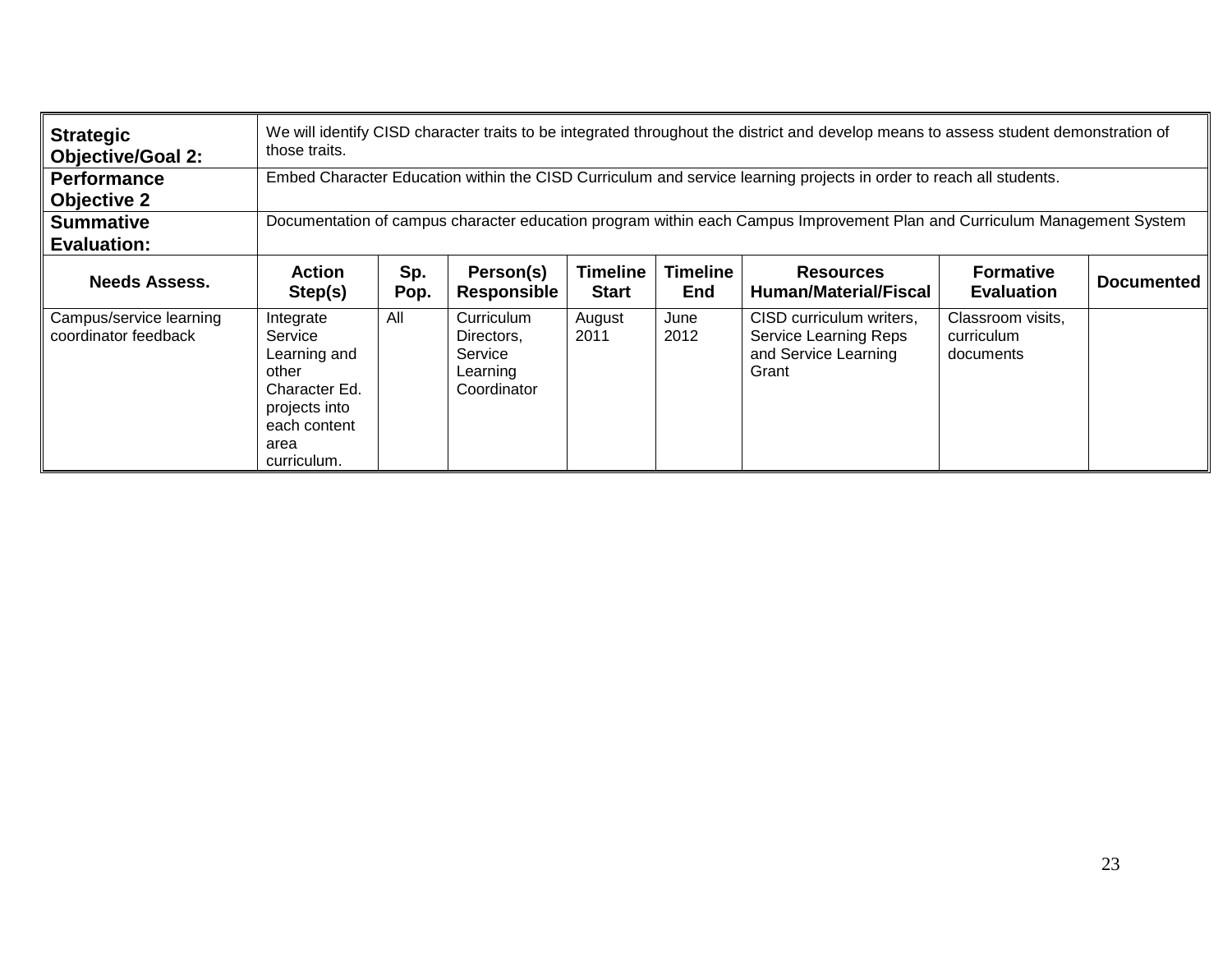| **Strategic Objective/Goal 2:** | We will identify CISD character traits to be integrated throughout the district and develop means to assess student demonstration of those traits. | | | | | | | |
|---|---|---|---|---|---|---|---|---|
| **Performance Objective 2** | Embed Character Education within the CISD Curriculum and service learning projects in order to reach all students. | | | | | | | |
| **Summative Evaluation:** | Documentation of campus character education program within each Campus Improvement Plan and Curriculum Management System | | | | | | | |
| **Needs Assess.** | **Action Step(s)** | **Sp. Pop.** | **Person(s) Responsible** | **Timeline Start** | **Timeline End** | **Resources Human/Material/Fiscal** | **Formative Evaluation** | **Documented** |
| Campus/service learning coordinator feedback | Integrate Service Learning and other Character Ed. projects into each content area curriculum. | All | Curriculum Directors, Service Learning Coordinator | August 2011 | June 2012 | CISD curriculum writers, Service Learning Reps and Service Learning Grant | Classroom visits, curriculum documents | |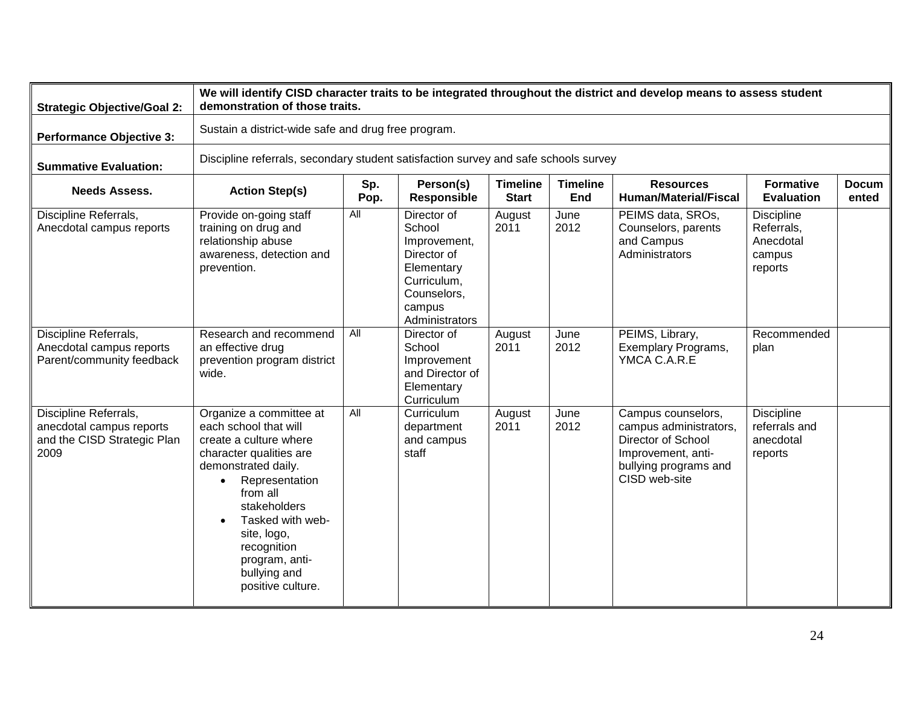| | | | | | | | | |
|---|---|---|---|---|---|---|---|---|
| **Strategic Objective/Goal 2:** | **We will identify CISD character traits to be integrated throughout the district and develop means to assess student demonstration of those traits.** | | | | | | | |
| **Performance Objective 3:** | Sustain a district-wide safe and drug free program. | | | | | | | |
| **Summative Evaluation:** | Discipline referrals, secondary student satisfaction survey and safe schools survey | | | | | | | |
| **Needs Assess.** | **Action Step(s)** | **Sp. Pop.** | **Person(s) Responsible** | **Timeline Start** | **Timeline End** | **Resources Human/Material/Fiscal** | **Formative Evaluation** | **Documented** |
| Discipline Referrals, Anecdotal campus reports | Provide on-going staff training on drug and relationship abuse awareness, detection and prevention. | All | Director of School Improvement, Director of Elementary Curriculum, Counselors, campus Administrators | August 2011 | June 2012 | PEIMS data, SROs, Counselors, parents and Campus Administrators | Discipline Referrals, Anecdotal campus reports | |
| Discipline Referrals, Anecdotal campus reports Parent/community feedback | Research and recommend an effective drug prevention program district wide. | All | Director of School Improvement and Director of Elementary Curriculum | August 2011 | June 2012 | PEIMS, Library, Exemplary Programs, YMCA C.A.R.E | Recommended plan | |
| Discipline Referrals, anecdotal campus reports and the CISD Strategic Plan 2009 | Organize a committee at each school that will create a culture where character qualities are demonstrated daily.<br>• Representation from all stakeholders<br>• Tasked with web-site, logo, recognition program, anti-bullying and positive culture. | All | Curriculum department and campus staff | August 2011 | June 2012 | Campus counselors, campus administrators, Director of School Improvement, anti-bullying programs and CISD web-site | Discipline referrals and anecdotal reports | |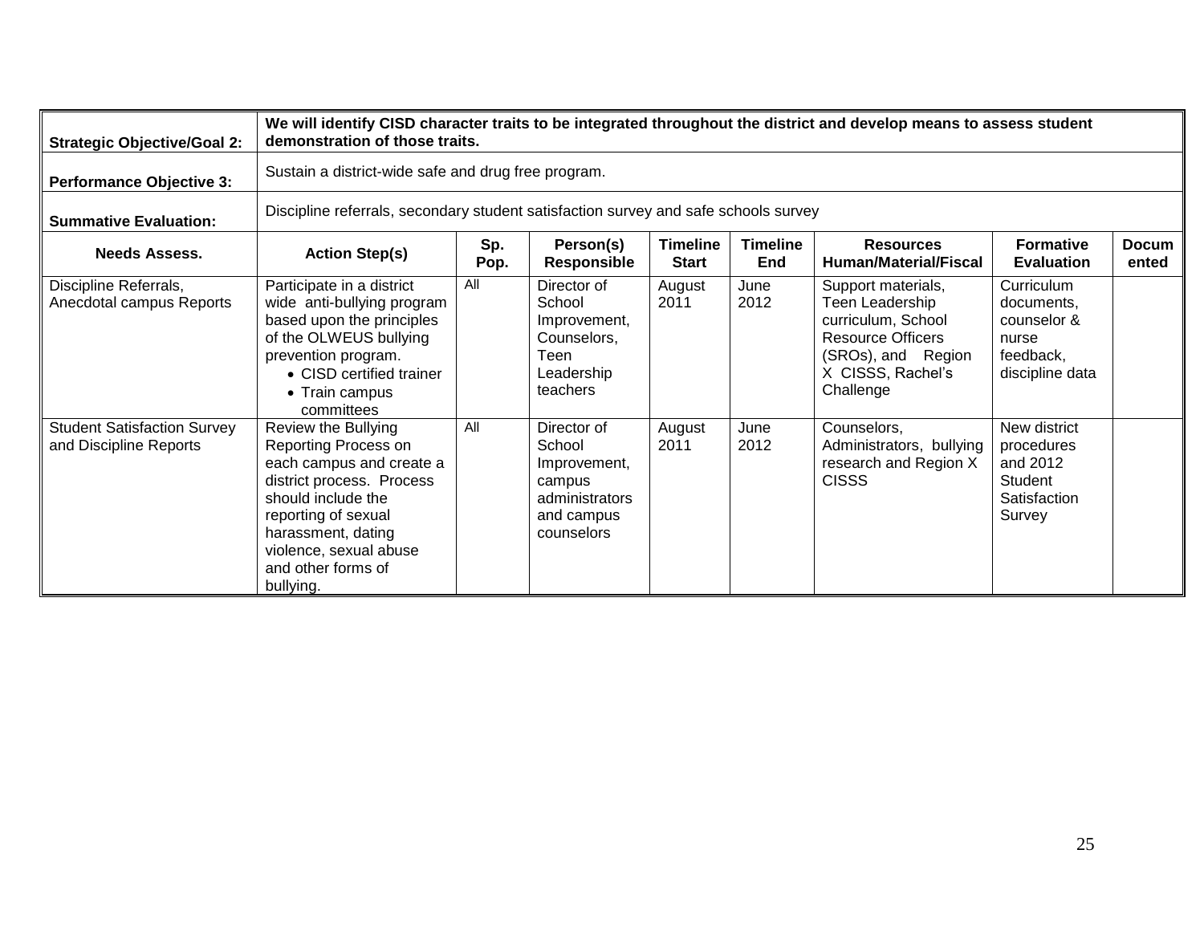| **Strategic Objective/Goal 2:** | **We will identify CISD character traits to be integrated throughout the district and develop means to assess student demonstration of those traits.** | | | | | | | |
|---|---|---|---|---|---|---|---|---|
| **Performance Objective 3:** | Sustain a district-wide safe and drug free program. | | | | | | | |
| **Summative Evaluation:** | Discipline referrals, secondary student satisfaction survey and safe schools survey | | | | | | | |
| **Needs Assess.** | **Action Step(s)** | **Sp. Pop.** | **Person(s) Responsible** | **Timeline Start** | **Timeline End** | **Resources Human/Material/Fiscal** | **Formative Evaluation** | **Documented** |
| Discipline Referrals, Anecdotal campus Reports | Participate in a district wide anti-bullying program based upon the principles of the OLWEUS bullying prevention program. • CISD certified trainer • Train campus committees | All | Director of School Improvement, Counselors, Teen Leadership teachers | August 2011 | June 2012 | Support materials, Teen Leadership curriculum, School Resource Officers (SROs), and Region X CISSS, Rachel's Challenge | Curriculum documents, counselor & nurse feedback, discipline data | |
| Student Satisfaction Survey and Discipline Reports | Review the Bullying Reporting Process on each campus and create a district process. Process should include the reporting of sexual harassment, dating violence, sexual abuse and other forms of bullying. | All | Director of School Improvement, campus administrators and campus counselors | August 2011 | June 2012 | Counselors, Administrators, bullying research and Region X CISSS | New district procedures and 2012 Student Satisfaction Survey | |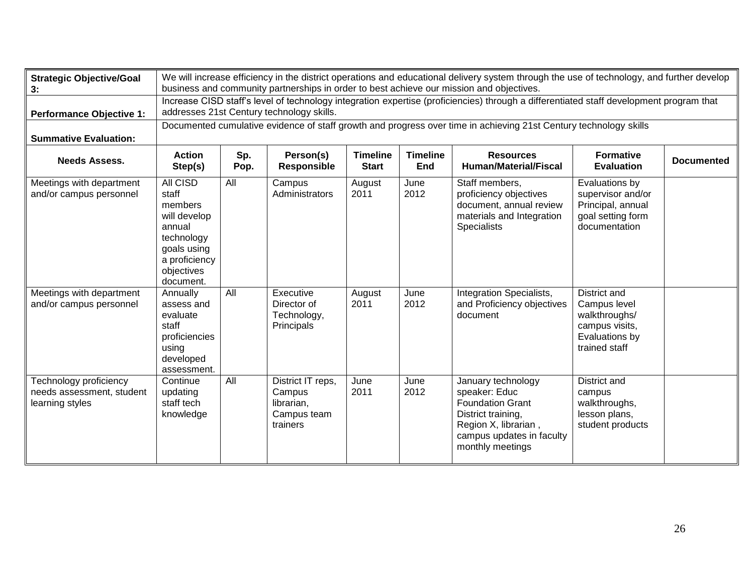| | | | | | | | | |
|---|---|---|---|---|---|---|---|---|
| **Strategic Objective/Goal 3:** | We will increase efficiency in the district operations and educational delivery system through the use of technology, and further develop business and community partnerships in order to best achieve our mission and objectives. | | | | | | | |
| **Performance Objective 1:** | Increase CISD staff's level of technology integration expertise (proficiencies) through a differentiated staff development program that addresses 21st Century technology skills. | | | | | | | |
| **Summative Evaluation:** | Documented cumulative evidence of staff growth and progress over time in achieving 21st Century technology skills | | | | | | | |
| **Needs Assess.** | **Action Step(s)** | **Sp. Pop.** | **Person(s) Responsible** | **Timeline Start** | **Timeline End** | **Resources Human/Material/Fiscal** | **Formative Evaluation** | **Documented** |
| Meetings with department and/or campus personnel | All CISD staff members will develop annual technology goals using a proficiency objectives document. | All | Campus Administrators | August 2011 | June 2012 | Staff members, proficiency objectives document, annual review materials and Integration Specialists | Evaluations by supervisor and/or Principal, annual goal setting form documentation | |
| Meetings with department and/or campus personnel | Annually assess and evaluate staff proficiencies using developed assessment. | All | Executive Director of Technology, Principals | August 2011 | June 2012 | Integration Specialists, and Proficiency objectives document | District and Campus level walkthroughs/ campus visits, Evaluations by trained staff | |
| Technology proficiency needs assessment, student learning styles | Continue updating staff tech knowledge | All | District IT reps, Campus librarian, Campus team trainers | June 2011 | June 2012 | January technology speaker: Educ Foundation Grant District training, Region X, librarian , campus updates in faculty monthly meetings | District and campus walkthroughs, lesson plans, student products | |